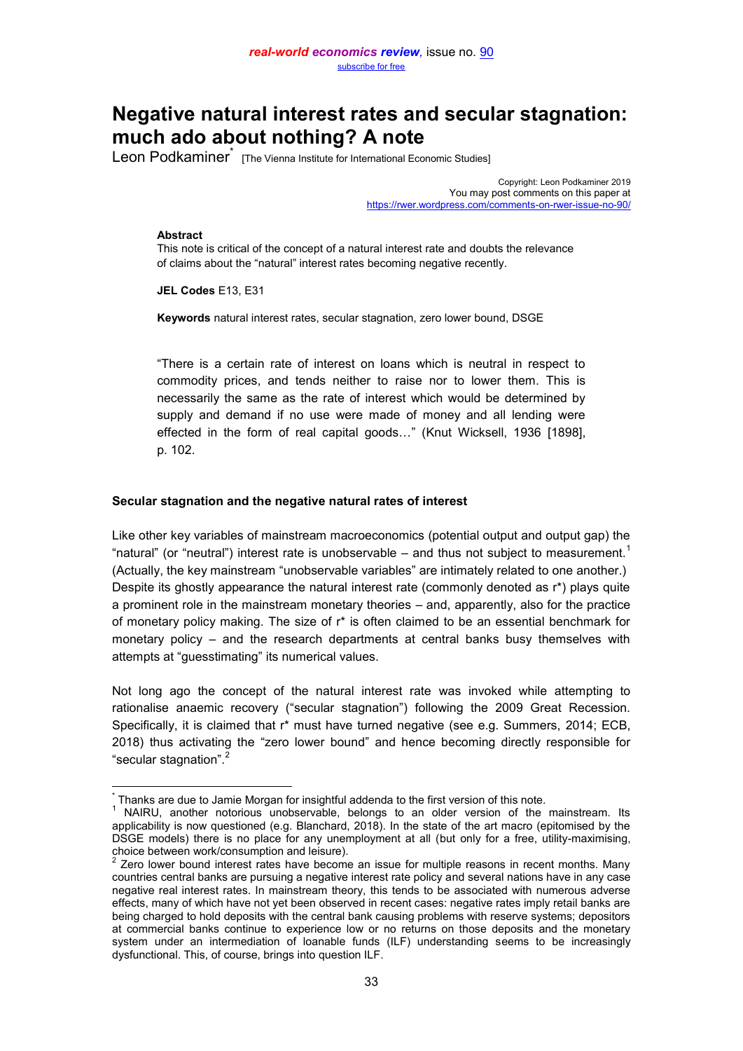# Negative natural interest rates and secular stagnation: much ado about nothing? A note

Leon Podkaminer[*] [The Vienna Institute for International Economic Studies]

Copyright: Leon Podkaminer 2019
You may post comments on this paper at
https://rwer.wordpress.com/comments-on-rwer-issue-no-90/

**Abstract**
This note is critical of the concept of a natural interest rate and doubts the relevance of claims about the "natural" interest rates becoming negative recently.

**JEL Codes** E13, E31

**Keywords** natural interest rates, secular stagnation, zero lower bound, DSGE

> "There is a certain rate of interest on loans which is neutral in respect to commodity prices, and tends neither to raise nor to lower them. This is necessarily the same as the rate of interest which would be determined by supply and demand if no use were made of money and all lending were effected in the form of real capital goods…" (Knut Wicksell, 1936 [1898], p. 102.

## Secular stagnation and the negative natural rates of interest

Like other key variables of mainstream macroeconomics (potential output and output gap) the "natural" (or "neutral") interest rate is unobservable – and thus not subject to measurement.[1] (Actually, the key mainstream "unobservable variables" are intimately related to one another.) Despite its ghostly appearance the natural interest rate (commonly denoted as r*) plays quite a prominent role in the mainstream monetary theories – and, apparently, also for the practice of monetary policy making. The size of r* is often claimed to be an essential benchmark for monetary policy – and the research departments at central banks busy themselves with attempts at "guesstimating" its numerical values.

Not long ago the concept of the natural interest rate was invoked while attempting to rationalise anaemic recovery ("secular stagnation") following the 2009 Great Recession. Specifically, it is claimed that r* must have turned negative (see e.g. Summers, 2014; ECB, 2018) thus activating the "zero lower bound" and hence becoming directly responsible for "secular stagnation".[2]

---

[*] Thanks are due to Jamie Morgan for insightful addenda to the first version of this note.

[1] NAIRU, another notorious unobservable, belongs to an older version of the mainstream. Its applicability is now questioned (e.g. Blanchard, 2018). In the state of the art macro (epitomised by the DSGE models) there is no place for any unemployment at all (but only for a free, utility-maximising, choice between work/consumption and leisure).

[2] Zero lower bound interest rates have become an issue for multiple reasons in recent months. Many countries central banks are pursuing a negative interest rate policy and several nations have in any case negative real interest rates. In mainstream theory, this tends to be associated with numerous adverse effects, many of which have not yet been observed in recent cases: negative rates imply retail banks are being charged to hold deposits with the central bank causing problems with reserve systems; depositors at commercial banks continue to experience low or no returns on those deposits and the monetary system under an intermediation of loanable funds (ILF) understanding seems to be increasingly dysfunctional. This, of course, brings into question ILF.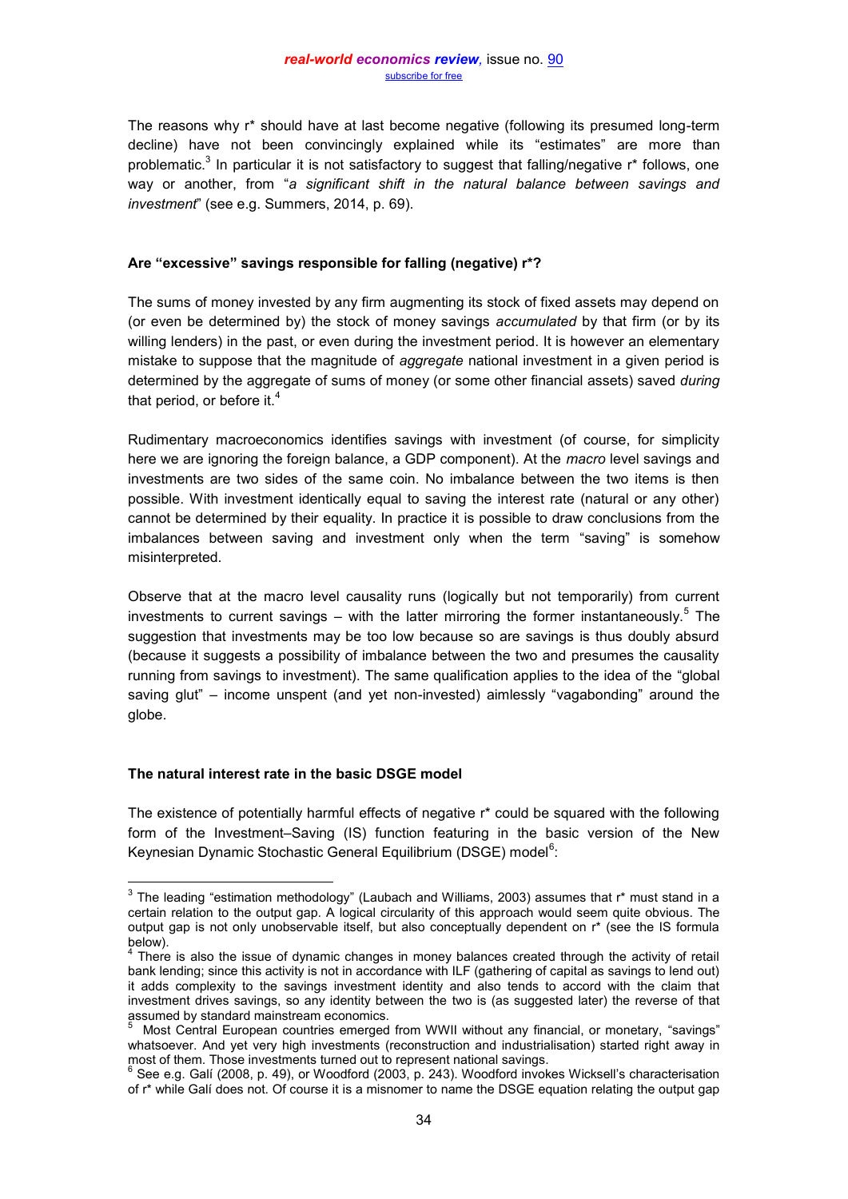The reasons why r* should have at last become negative (following its presumed long-term decline) have not been convincingly explained while its "estimates" are more than problematic.[3] In particular it is not satisfactory to suggest that falling/negative r* follows, one way or another, from "*a significant shift in the natural balance between savings and investment*" (see e.g. Summers, 2014, p. 69).

### Are "excessive" savings responsible for falling (negative) r*?

The sums of money invested by any firm augmenting its stock of fixed assets may depend on (or even be determined by) the stock of money savings *accumulated* by that firm (or by its willing lenders) in the past, or even during the investment period. It is however an elementary mistake to suppose that the magnitude of *aggregate* national investment in a given period is determined by the aggregate of sums of money (or some other financial assets) saved *during* that period, or before it.[4]

Rudimentary macroeconomics identifies savings with investment (of course, for simplicity here we are ignoring the foreign balance, a GDP component). At the *macro* level savings and investments are two sides of the same coin. No imbalance between the two items is then possible. With investment identically equal to saving the interest rate (natural or any other) cannot be determined by their equality. In practice it is possible to draw conclusions from the imbalances between saving and investment only when the term "saving" is somehow misinterpreted.

Observe that at the macro level causality runs (logically but not temporarily) from current investments to current savings – with the latter mirroring the former instantaneously.[5] The suggestion that investments may be too low because so are savings is thus doubly absurd (because it suggests a possibility of imbalance between the two and presumes the causality running from savings to investment). The same qualification applies to the idea of the "global saving glut" – income unspent (and yet non-invested) aimlessly "vagabonding" around the globe.

### The natural interest rate in the basic DSGE model

The existence of potentially harmful effects of negative r* could be squared with the following form of the Investment–Saving (IS) function featuring in the basic version of the New Keynesian Dynamic Stochastic General Equilibrium (DSGE) model[6]:

---

[3] The leading "estimation methodology" (Laubach and Williams, 2003) assumes that r* must stand in a certain relation to the output gap. A logical circularity of this approach would seem quite obvious. The output gap is not only unobservable itself, but also conceptually dependent on r* (see the IS formula below).

[4] There is also the issue of dynamic changes in money balances created through the activity of retail bank lending; since this activity is not in accordance with ILF (gathering of capital as savings to lend out) it adds complexity to the savings investment identity and also tends to accord with the claim that investment drives savings, so any identity between the two is (as suggested later) the reverse of that assumed by standard mainstream economics.

[5] Most Central European countries emerged from WWII without any financial, or monetary, "savings" whatsoever. And yet very high investments (reconstruction and industrialisation) started right away in most of them. Those investments turned out to represent national savings.

[6] See e.g. Galí (2008, p. 49), or Woodford (2003, p. 243). Woodford invokes Wicksell's characterisation of r* while Galí does not. Of course it is a misnomer to name the DSGE equation relating the output gap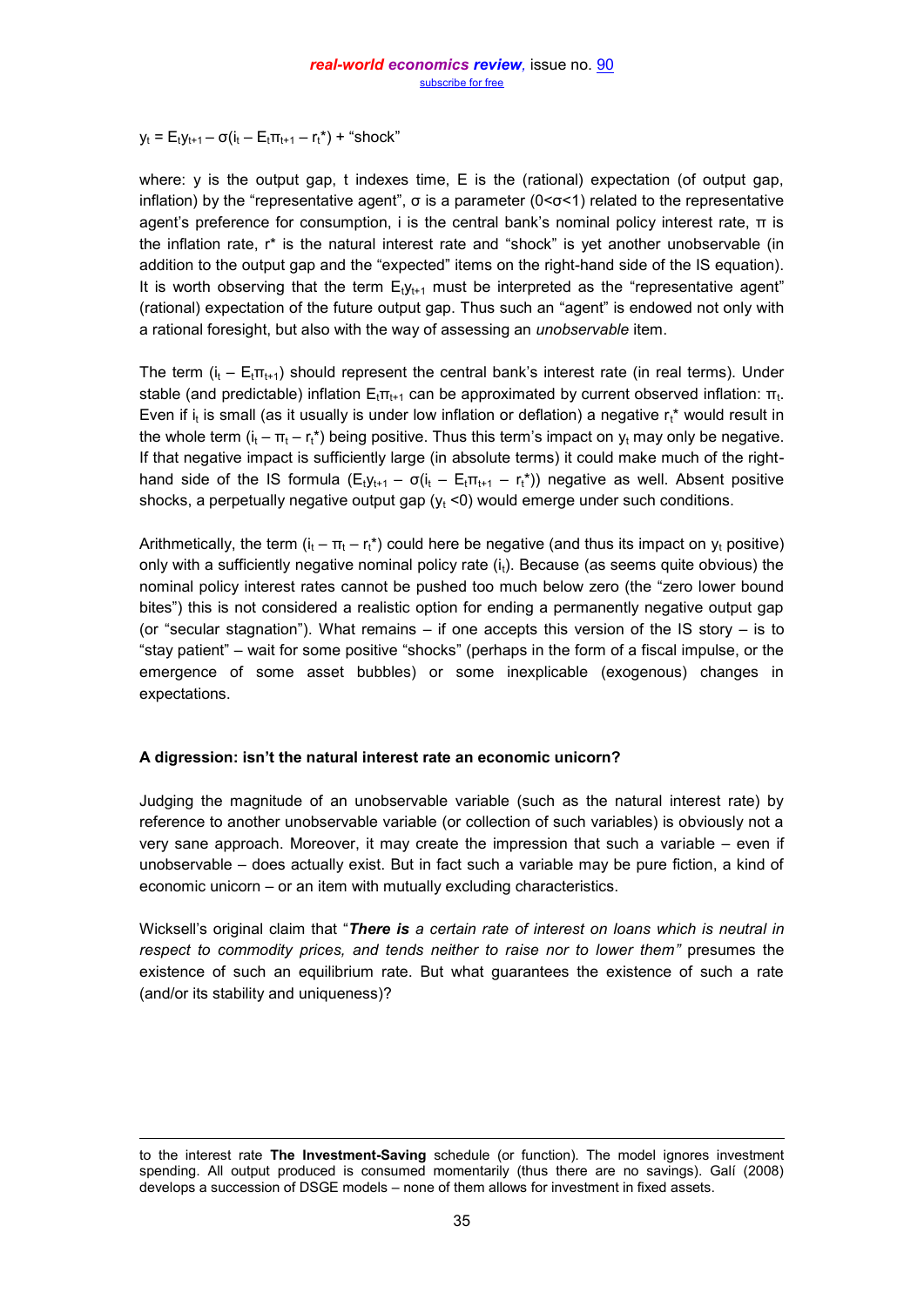$$y_t = E_t y_{t+1} - \sigma(i_t - E_t\pi_{t+1} - r_t^*) + \text{"shock"}$$

where: y is the output gap, t indexes time, E is the (rational) expectation (of output gap, inflation) by the "representative agent", σ is a parameter ($0<\sigma<1$) related to the representative agent's preference for consumption, i is the central bank's nominal policy interest rate, π is the inflation rate, r* is the natural interest rate and "shock" is yet another unobservable (in addition to the output gap and the "expected" items on the right-hand side of the IS equation). It is worth observing that the term $E_t y_{t+1}$ must be interpreted as the "representative agent" (rational) expectation of the future output gap. Thus such an "agent" is endowed not only with a rational foresight, but also with the way of assessing an *unobservable* item.

The term $(i_t - E_t\pi_{t+1})$ should represent the central bank's interest rate (in real terms). Under stable (and predictable) inflation $E_t\pi_{t+1}$ can be approximated by current observed inflation: $\pi_t$. Even if $i_t$ is small (as it usually is under low inflation or deflation) a negative $r_t^*$ would result in the whole term $(i_t - \pi_t - r_t^*)$ being positive. Thus this term's impact on $y_t$ may only be negative. If that negative impact is sufficiently large (in absolute terms) it could make much of the right-hand side of the IS formula $(E_t y_{t+1} - \sigma(i_t - E_t\pi_{t+1} - r_t^*))$ negative as well. Absent positive shocks, a perpetually negative output gap ($y_t < 0$) would emerge under such conditions.

Arithmetically, the term $(i_t - \pi_t - r_t^*)$ could here be negative (and thus its impact on $y_t$ positive) only with a sufficiently negative nominal policy rate ($i_t$). Because (as seems quite obvious) the nominal policy interest rates cannot be pushed too much below zero (the "zero lower bound bites") this is not considered a realistic option for ending a permanently negative output gap (or "secular stagnation"). What remains – if one accepts this version of the IS story – is to "stay patient" – wait for some positive "shocks" (perhaps in the form of a fiscal impulse, or the emergence of some asset bubbles) or some inexplicable (exogenous) changes in expectations.

### A digression: isn't the natural interest rate an economic unicorn?

Judging the magnitude of an unobservable variable (such as the natural interest rate) by reference to another unobservable variable (or collection of such variables) is obviously not a very sane approach. Moreover, it may create the impression that such a variable – even if unobservable – does actually exist. But in fact such a variable may be pure fiction, a kind of economic unicorn – or an item with mutually excluding characteristics.

Wicksell's original claim that "***There is*** *a certain rate of interest on loans which is neutral in respect to commodity prices, and tends neither to raise nor to lower them"* presumes the existence of such an equilibrium rate. But what guarantees the existence of such a rate (and/or its stability and uniqueness)?

---

to the interest rate **The Investment-Saving** schedule (or function). The model ignores investment spending. All output produced is consumed momentarily (thus there are no savings). Galí (2008) develops a succession of DSGE models – none of them allows for investment in fixed assets.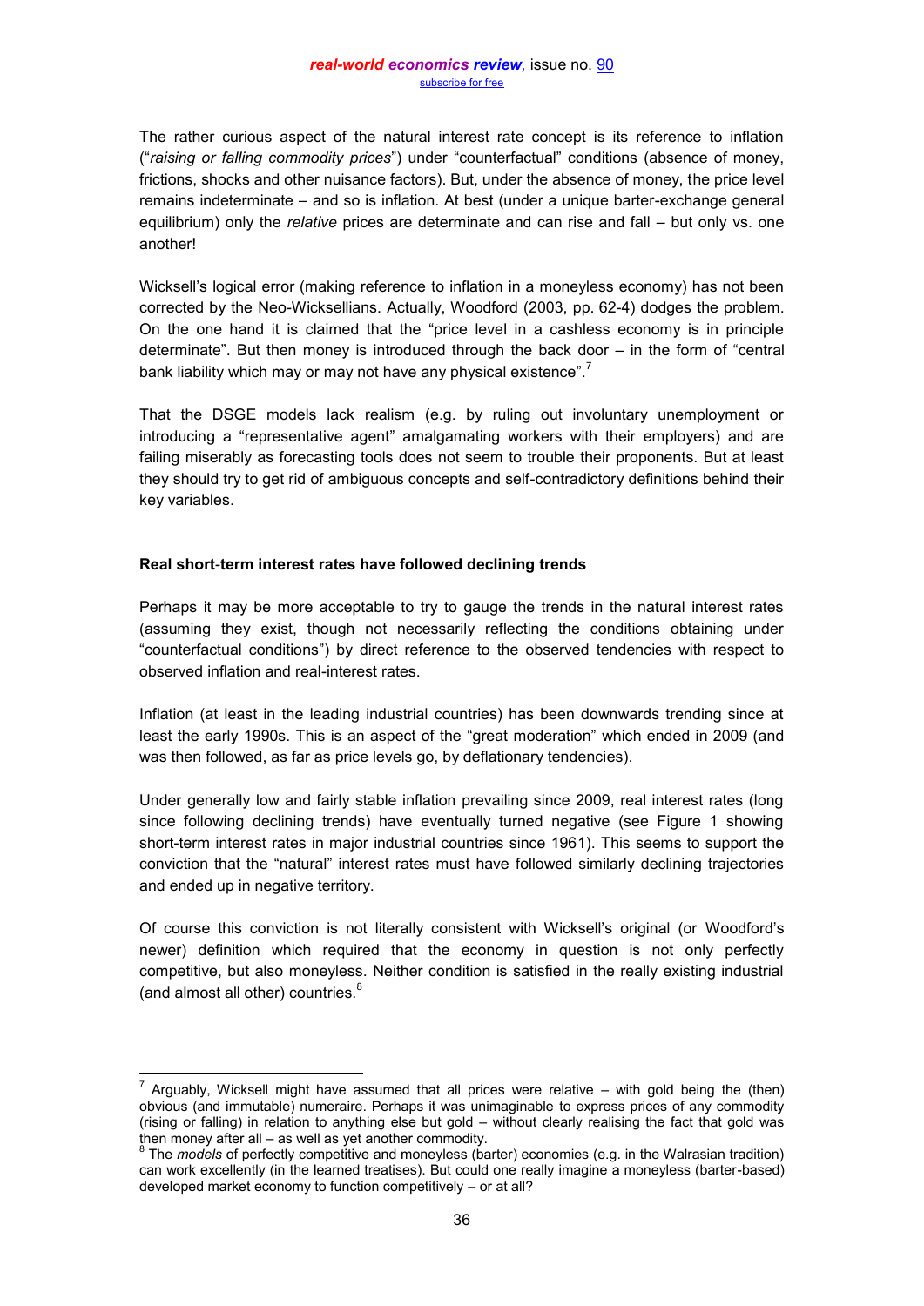The rather curious aspect of the natural interest rate concept is its reference to inflation ("*raising or falling commodity prices*") under "counterfactual" conditions (absence of money, frictions, shocks and other nuisance factors). But, under the absence of money, the price level remains indeterminate – and so is inflation. At best (under a unique barter-exchange general equilibrium) only the *relative* prices are determinate and can rise and fall – but only vs. one another!

Wicksell's logical error (making reference to inflation in a moneyless economy) has not been corrected by the Neo-Wicksellians. Actually, Woodford (2003, pp. 62-4) dodges the problem. On the one hand it is claimed that the "price level in a cashless economy is in principle determinate". But then money is introduced through the back door – in the form of "central bank liability which may or may not have any physical existence".[7]

That the DSGE models lack realism (e.g. by ruling out involuntary unemployment or introducing a "representative agent" amalgamating workers with their employers) and are failing miserably as forecasting tools does not seem to trouble their proponents. But at least they should try to get rid of ambiguous concepts and self-contradictory definitions behind their key variables.

**Real short-term interest rates have followed declining trends**

Perhaps it may be more acceptable to try to gauge the trends in the natural interest rates (assuming they exist, though not necessarily reflecting the conditions obtaining under "counterfactual conditions") by direct reference to the observed tendencies with respect to observed inflation and real-interest rates.

Inflation (at least in the leading industrial countries) has been downwards trending since at least the early 1990s. This is an aspect of the "great moderation" which ended in 2009 (and was then followed, as far as price levels go, by deflationary tendencies).

Under generally low and fairly stable inflation prevailing since 2009, real interest rates (long since following declining trends) have eventually turned negative (see Figure 1 showing short-term interest rates in major industrial countries since 1961). This seems to support the conviction that the "natural" interest rates must have followed similarly declining trajectories and ended up in negative territory.

Of course this conviction is not literally consistent with Wicksell's original (or Woodford's newer) definition which required that the economy in question is not only perfectly competitive, but also moneyless. Neither condition is satisfied in the really existing industrial (and almost all other) countries.[8]

---

[7] Arguably, Wicksell might have assumed that all prices were relative – with gold being the (then) obvious (and immutable) numeraire. Perhaps it was unimaginable to express prices of any commodity (rising or falling) in relation to anything else but gold – without clearly realising the fact that gold was then money after all – as well as yet another commodity.

[8] The *models* of perfectly competitive and moneyless (barter) economies (e.g. in the Walrasian tradition) can work excellently (in the learned treatises). But could one really imagine a moneyless (barter-based) developed market economy to function competitively – or at all?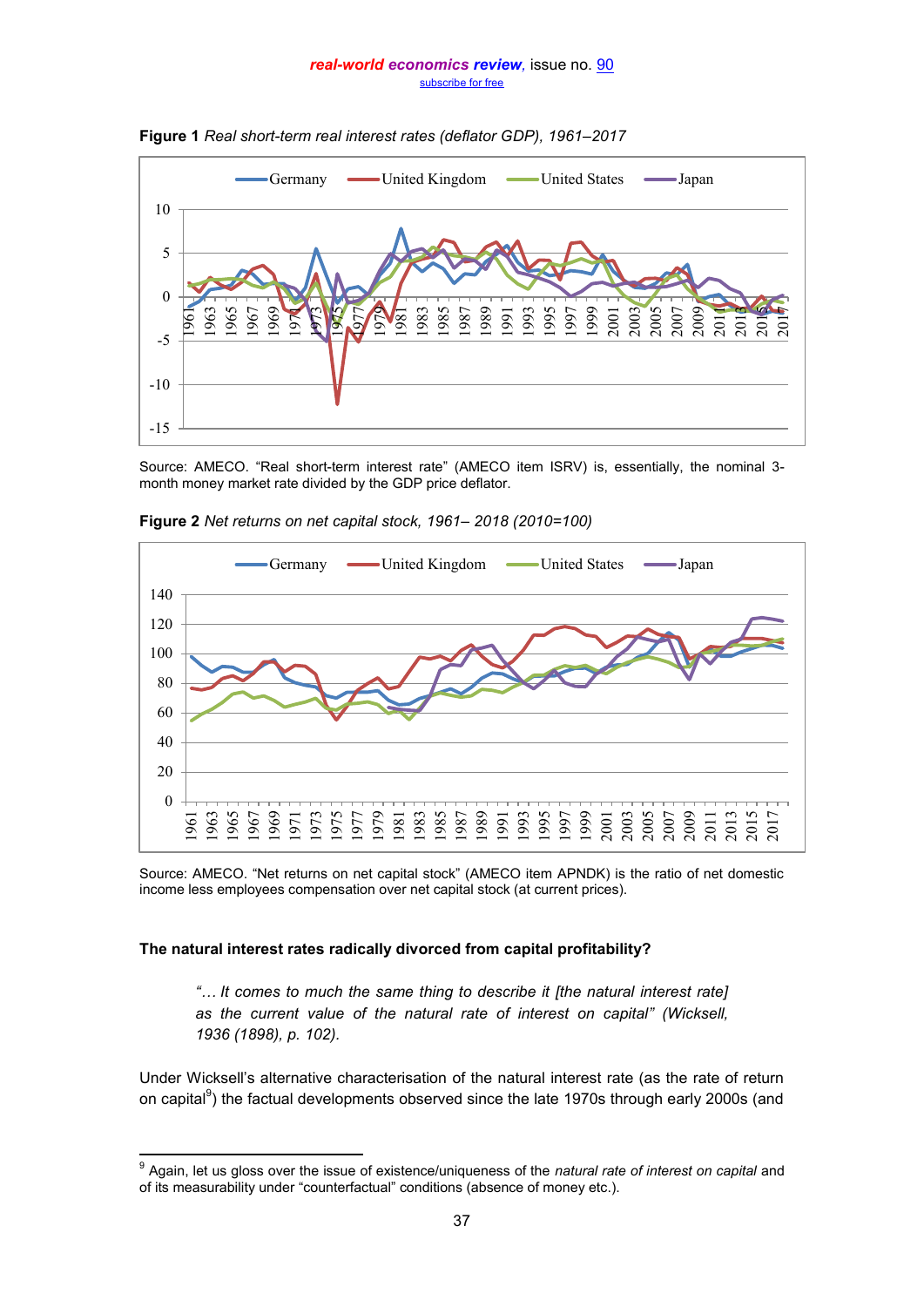**Figure 1** *Real short-term real interest rates (deflator GDP), 1961–2017*

Source: AMECO. "Real short-term interest rate" (AMECO item ISRV) is, essentially, the nominal 3-month money market rate divided by the GDP price deflator.

**Figure 2** *Net returns on net capital stock, 1961– 2018 (2010=100)*

Source: AMECO. "Net returns on net capital stock" (AMECO item APNDK) is the ratio of net domestic income less employees compensation over net capital stock (at current prices).

**The natural interest rates radically divorced from capital profitability?**

> *"… It comes to much the same thing to describe it [the natural interest rate] as the current value of the natural rate of interest on capital" (Wicksell, 1936 (1898), p. 102).*

Under Wicksell's alternative characterisation of the natural interest rate (as the rate of return on capital[9]) the factual developments observed since the late 1970s through early 2000s (and

[9] Again, let us gloss over the issue of existence/uniqueness of the *natural rate of interest on capital* and of its measurability under "counterfactual" conditions (absence of money etc.).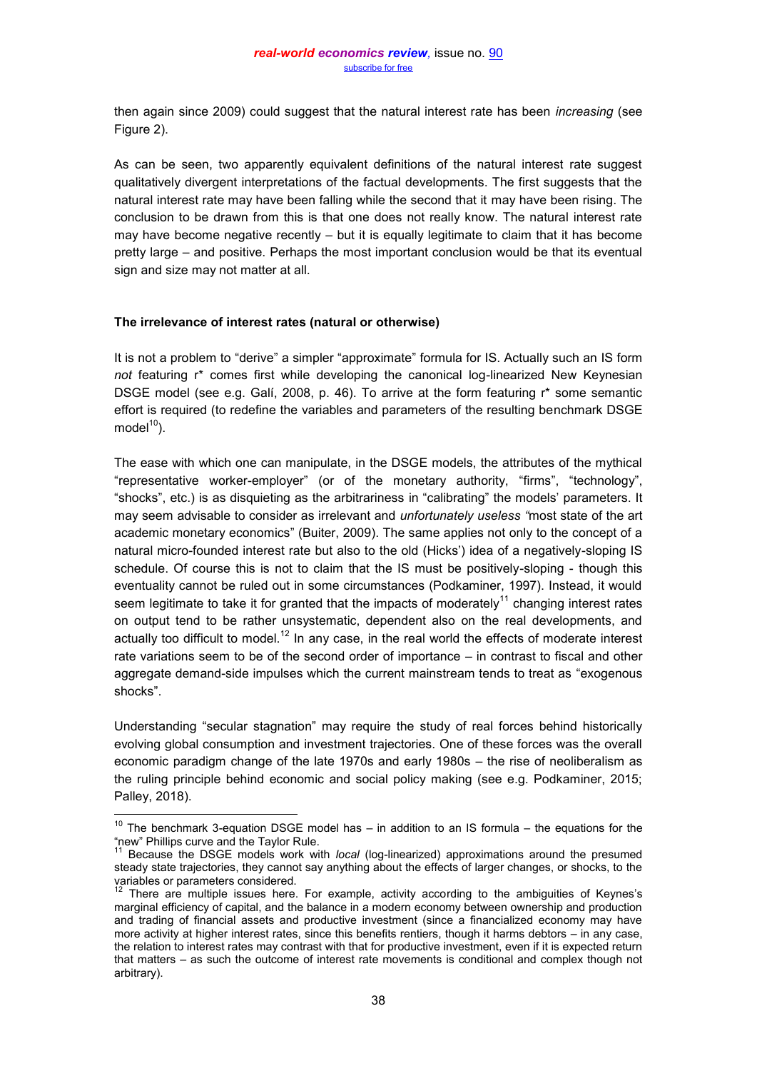then again since 2009) could suggest that the natural interest rate has been *increasing* (see Figure 2).

As can be seen, two apparently equivalent definitions of the natural interest rate suggest qualitatively divergent interpretations of the factual developments. The first suggests that the natural interest rate may have been falling while the second that it may have been rising. The conclusion to be drawn from this is that one does not really know. The natural interest rate may have become negative recently – but it is equally legitimate to claim that it has become pretty large – and positive. Perhaps the most important conclusion would be that its eventual sign and size may not matter at all.

**The irrelevance of interest rates (natural or otherwise)**

It is not a problem to "derive" a simpler "approximate" formula for IS. Actually such an IS form *not* featuring r* comes first while developing the canonical log-linearized New Keynesian DSGE model (see e.g. Galí, 2008, p. 46). To arrive at the form featuring r* some semantic effort is required (to redefine the variables and parameters of the resulting benchmark DSGE model[10]).

The ease with which one can manipulate, in the DSGE models, the attributes of the mythical "representative worker-employer" (or of the monetary authority, "firms", "technology", "shocks", etc.) is as disquieting as the arbitrariness in "calibrating" the models' parameters. It may seem advisable to consider as irrelevant and *unfortunately useless "*most state of the art academic monetary economics" (Buiter, 2009). The same applies not only to the concept of a natural micro-founded interest rate but also to the old (Hicks') idea of a negatively-sloping IS schedule. Of course this is not to claim that the IS must be positively-sloping - though this eventuality cannot be ruled out in some circumstances (Podkaminer, 1997). Instead, it would seem legitimate to take it for granted that the impacts of moderately[11] changing interest rates on output tend to be rather unsystematic, dependent also on the real developments, and actually too difficult to model.[12] In any case, in the real world the effects of moderate interest rate variations seem to be of the second order of importance – in contrast to fiscal and other aggregate demand-side impulses which the current mainstream tends to treat as "exogenous shocks".

Understanding "secular stagnation" may require the study of real forces behind historically evolving global consumption and investment trajectories. One of these forces was the overall economic paradigm change of the late 1970s and early 1980s – the rise of neoliberalism as the ruling principle behind economic and social policy making (see e.g. Podkaminer, 2015; Palley, 2018).

---

[10] The benchmark 3-equation DSGE model has – in addition to an IS formula – the equations for the "new" Phillips curve and the Taylor Rule.

[11] Because the DSGE models work with *local* (log-linearized) approximations around the presumed steady state trajectories, they cannot say anything about the effects of larger changes, or shocks, to the variables or parameters considered.

[12] There are multiple issues here. For example, activity according to the ambiguities of Keynes's marginal efficiency of capital, and the balance in a modern economy between ownership and production and trading of financial assets and productive investment (since a financialized economy may have more activity at higher interest rates, since this benefits rentiers, though it harms debtors – in any case, the relation to interest rates may contrast with that for productive investment, even if it is expected return that matters – as such the outcome of interest rate movements is conditional and complex though not arbitrary).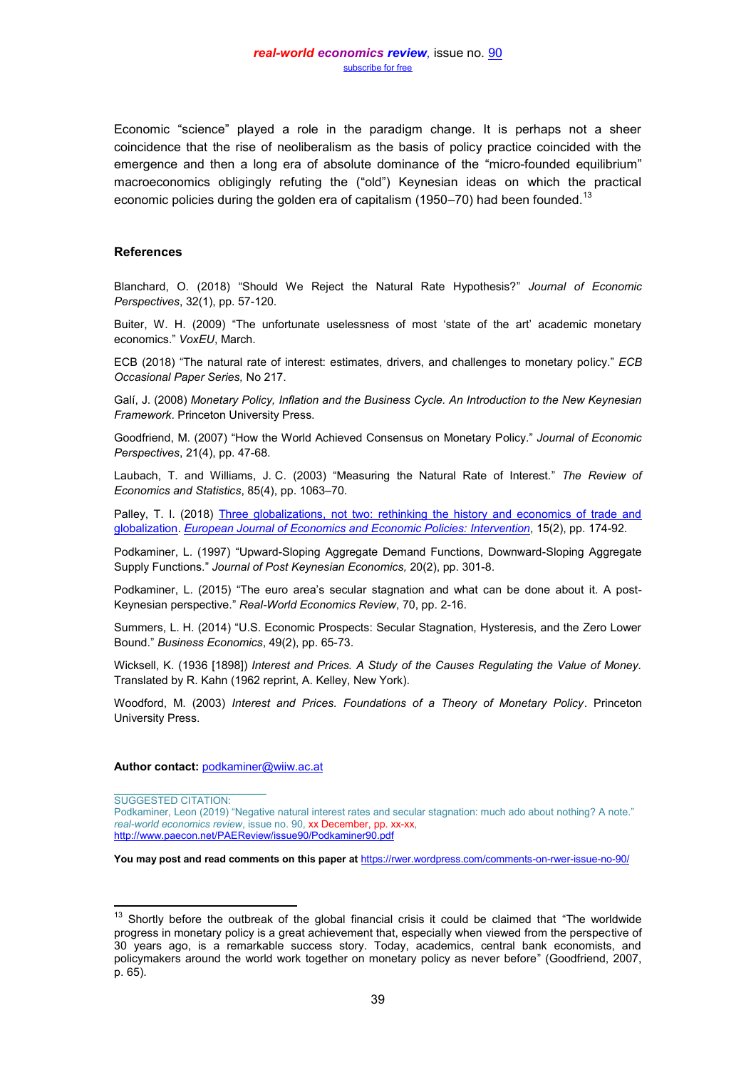Economic "science" played a role in the paradigm change. It is perhaps not a sheer coincidence that the rise of neoliberalism as the basis of policy practice coincided with the emergence and then a long era of absolute dominance of the "micro-founded equilibrium" macroeconomics obligingly refuting the ("old") Keynesian ideas on which the practical economic policies during the golden era of capitalism (1950–70) had been founded.[13]

## References

Blanchard, O. (2018) "Should We Reject the Natural Rate Hypothesis?" *Journal of Economic Perspectives*, 32(1), pp. 57-120.

Buiter, W. H. (2009) "The unfortunate uselessness of most 'state of the art' academic monetary economics." *VoxEU*, March.

ECB (2018) "The natural rate of interest: estimates, drivers, and challenges to monetary policy." *ECB Occasional Paper Series,* No 217.

Galí, J. (2008) *Monetary Policy, Inflation and the Business Cycle. An Introduction to the New Keynesian Framework*. Princeton University Press.

Goodfriend, M. (2007) "How the World Achieved Consensus on Monetary Policy." *Journal of Economic Perspectives*, 21(4), pp. 47-68.

Laubach, T. and Williams, J. C. (2003) "Measuring the Natural Rate of Interest." *The Review of Economics and Statistics*, 85(4), pp. 1063–70.

Palley, T. I. (2018) Three globalizations, not two: rethinking the history and economics of trade and globalization. *European Journal of Economics and Economic Policies: Intervention*, 15(2), pp. 174-92.

Podkaminer, L. (1997) "Upward-Sloping Aggregate Demand Functions, Downward-Sloping Aggregate Supply Functions." *Journal of Post Keynesian Economics,* 20(2), pp. 301-8.

Podkaminer, L. (2015) "The euro area's secular stagnation and what can be done about it. A post-Keynesian perspective." *Real-World Economics Review*, 70, pp. 2-16.

Summers, L. H. (2014) "U.S. Economic Prospects: Secular Stagnation, Hysteresis, and the Zero Lower Bound." *Business Economics*, 49(2), pp. 65-73.

Wicksell, K. (1936 [1898]) *Interest and Prices. A Study of the Causes Regulating the Value of Money.* Translated by R. Kahn (1962 reprint, A. Kelley, New York).

Woodford, M. (2003) *Interest and Prices. Foundations of a Theory of Monetary Policy*. Princeton University Press.

**Author contact:** podkaminer@wiiw.ac.at

SUGGESTED CITATION:
Podkaminer, Leon (2019) "Negative natural interest rates and secular stagnation: much ado about nothing? A note." *real-world economics review*, issue no. 90, xx December, pp. xx-xx, http://www.paecon.net/PAEReview/issue90/Podkaminer90.pdf

**You may post and read comments on this paper at** https://rwer.wordpress.com/comments-on-rwer-issue-no-90/

[13] Shortly before the outbreak of the global financial crisis it could be claimed that "The worldwide progress in monetary policy is a great achievement that, especially when viewed from the perspective of 30 years ago, is a remarkable success story. Today, academics, central bank economists, and policymakers around the world work together on monetary policy as never before" (Goodfriend, 2007, p. 65).